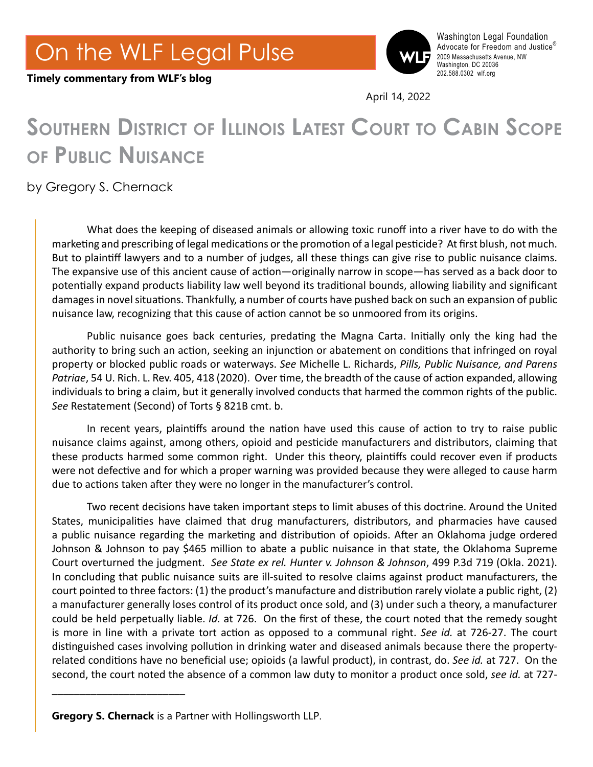# On the WLF Legal Pulse

**Timely commentary from WLF's blog**

Washington Legal Foundation
Advocate for Freedom and Justice®
2009 Massachusetts Avenue, NW
Washington, DC 20036
202.588.0302 wlf.org

April 14, 2022

# Southern District of Illinois Latest Court to Cabin Scope of Public Nuisance

by Gregory S. Chernack

What does the keeping of diseased animals or allowing toxic runoff into a river have to do with the marketing and prescribing of legal medications or the promotion of a legal pesticide? At first blush, not much. But to plaintiff lawyers and to a number of judges, all these things can give rise to public nuisance claims. The expansive use of this ancient cause of action—originally narrow in scope—has served as a back door to potentially expand products liability law well beyond its traditional bounds, allowing liability and significant damages in novel situations. Thankfully, a number of courts have pushed back on such an expansion of public nuisance law, recognizing that this cause of action cannot be so unmoored from its origins.

Public nuisance goes back centuries, predating the Magna Carta. Initially only the king had the authority to bring such an action, seeking an injunction or abatement on conditions that infringed on royal property or blocked public roads or waterways. *See* Michelle L. Richards, *Pills, Public Nuisance, and Parens Patriae*, 54 U. Rich. L. Rev. 405, 418 (2020). Over time, the breadth of the cause of action expanded, allowing individuals to bring a claim, but it generally involved conducts that harmed the common rights of the public. *See* Restatement (Second) of Torts § 821B cmt. b.

In recent years, plaintiffs around the nation have used this cause of action to try to raise public nuisance claims against, among others, opioid and pesticide manufacturers and distributors, claiming that these products harmed some common right. Under this theory, plaintiffs could recover even if products were not defective and for which a proper warning was provided because they were alleged to cause harm due to actions taken after they were no longer in the manufacturer's control.

Two recent decisions have taken important steps to limit abuses of this doctrine. Around the United States, municipalities have claimed that drug manufacturers, distributors, and pharmacies have caused a public nuisance regarding the marketing and distribution of opioids. After an Oklahoma judge ordered Johnson & Johnson to pay $465 million to abate a public nuisance in that state, the Oklahoma Supreme Court overturned the judgment. *See State ex rel. Hunter v. Johnson & Johnson*, 499 P.3d 719 (Okla. 2021). In concluding that public nuisance suits are ill-suited to resolve claims against product manufacturers, the court pointed to three factors: (1) the product's manufacture and distribution rarely violate a public right, (2) a manufacturer generally loses control of its product once sold, and (3) under such a theory, a manufacturer could be held perpetually liable. *Id.* at 726. On the first of these, the court noted that the remedy sought is more in line with a private tort action as opposed to a communal right. *See id.* at 726-27. The court distinguished cases involving pollution in drinking water and diseased animals because there the property-related conditions have no beneficial use; opioids (a lawful product), in contrast, do. *See id.* at 727. On the second, the court noted the absence of a common law duty to monitor a product once sold, *see id.* at 727-

---

**Gregory S. Chernack** is a Partner with Hollingsworth LLP.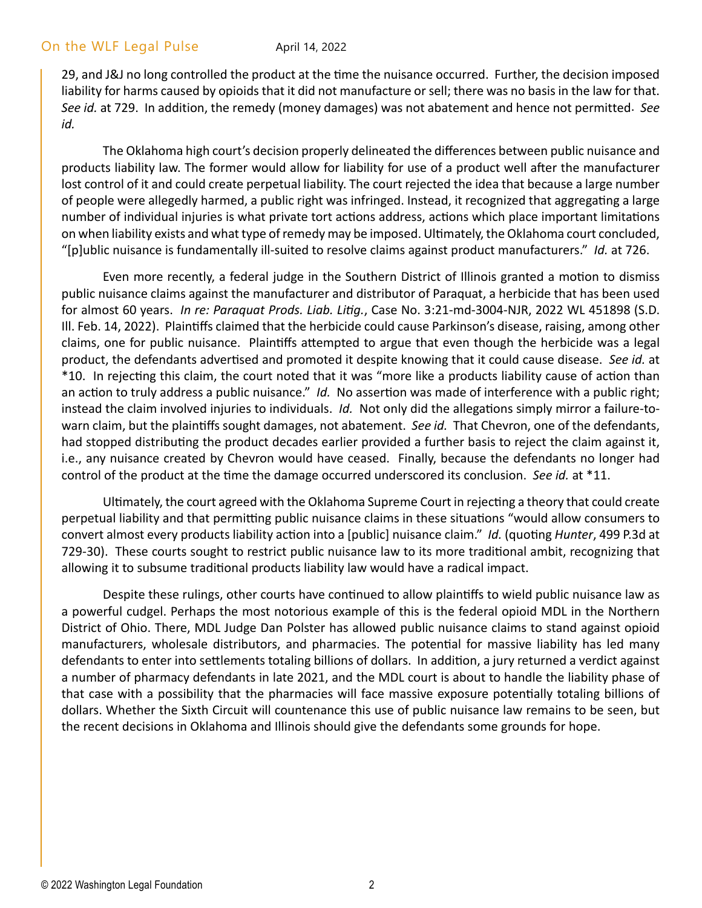29, and J&J no long controlled the product at the time the nuisance occurred. Further, the decision imposed liability for harms caused by opioids that it did not manufacture or sell; there was no basis in the law for that. *See id.* at 729. In addition, the remedy (money damages) was not abatement and hence not permitted. *See id.*

The Oklahoma high court's decision properly delineated the differences between public nuisance and products liability law. The former would allow for liability for use of a product well after the manufacturer lost control of it and could create perpetual liability. The court rejected the idea that because a large number of people were allegedly harmed, a public right was infringed. Instead, it recognized that aggregating a large number of individual injuries is what private tort actions address, actions which place important limitations on when liability exists and what type of remedy may be imposed. Ultimately, the Oklahoma court concluded, "[p]ublic nuisance is fundamentally ill-suited to resolve claims against product manufacturers." *Id.* at 726.

Even more recently, a federal judge in the Southern District of Illinois granted a motion to dismiss public nuisance claims against the manufacturer and distributor of Paraquat, a herbicide that has been used for almost 60 years. *In re: Paraquat Prods. Liab. Litig.*, Case No. 3:21-md-3004-NJR, 2022 WL 451898 (S.D. Ill. Feb. 14, 2022). Plaintiffs claimed that the herbicide could cause Parkinson's disease, raising, among other claims, one for public nuisance. Plaintiffs attempted to argue that even though the herbicide was a legal product, the defendants advertised and promoted it despite knowing that it could cause disease. *See id.* at *10. In rejecting this claim, the court noted that it was "more like a products liability cause of action than an action to truly address a public nuisance." *Id.* No assertion was made of interference with a public right; instead the claim involved injuries to individuals. *Id.* Not only did the allegations simply mirror a failure-to-warn claim, but the plaintiffs sought damages, not abatement. *See id.* That Chevron, one of the defendants, had stopped distributing the product decades earlier provided a further basis to reject the claim against it, i.e., any nuisance created by Chevron would have ceased. Finally, because the defendants no longer had control of the product at the time the damage occurred underscored its conclusion. *See id.* at *11.

Ultimately, the court agreed with the Oklahoma Supreme Court in rejecting a theory that could create perpetual liability and that permitting public nuisance claims in these situations "would allow consumers to convert almost every products liability action into a [public] nuisance claim." *Id.* (quoting *Hunter*, 499 P.3d at 729-30). These courts sought to restrict public nuisance law to its more traditional ambit, recognizing that allowing it to subsume traditional products liability law would have a radical impact.

Despite these rulings, other courts have continued to allow plaintiffs to wield public nuisance law as a powerful cudgel. Perhaps the most notorious example of this is the federal opioid MDL in the Northern District of Ohio. There, MDL Judge Dan Polster has allowed public nuisance claims to stand against opioid manufacturers, wholesale distributors, and pharmacies. The potential for massive liability has led many defendants to enter into settlements totaling billions of dollars. In addition, a jury returned a verdict against a number of pharmacy defendants in late 2021, and the MDL court is about to handle the liability phase of that case with a possibility that the pharmacies will face massive exposure potentially totaling billions of dollars. Whether the Sixth Circuit will countenance this use of public nuisance law remains to be seen, but the recent decisions in Oklahoma and Illinois should give the defendants some grounds for hope.